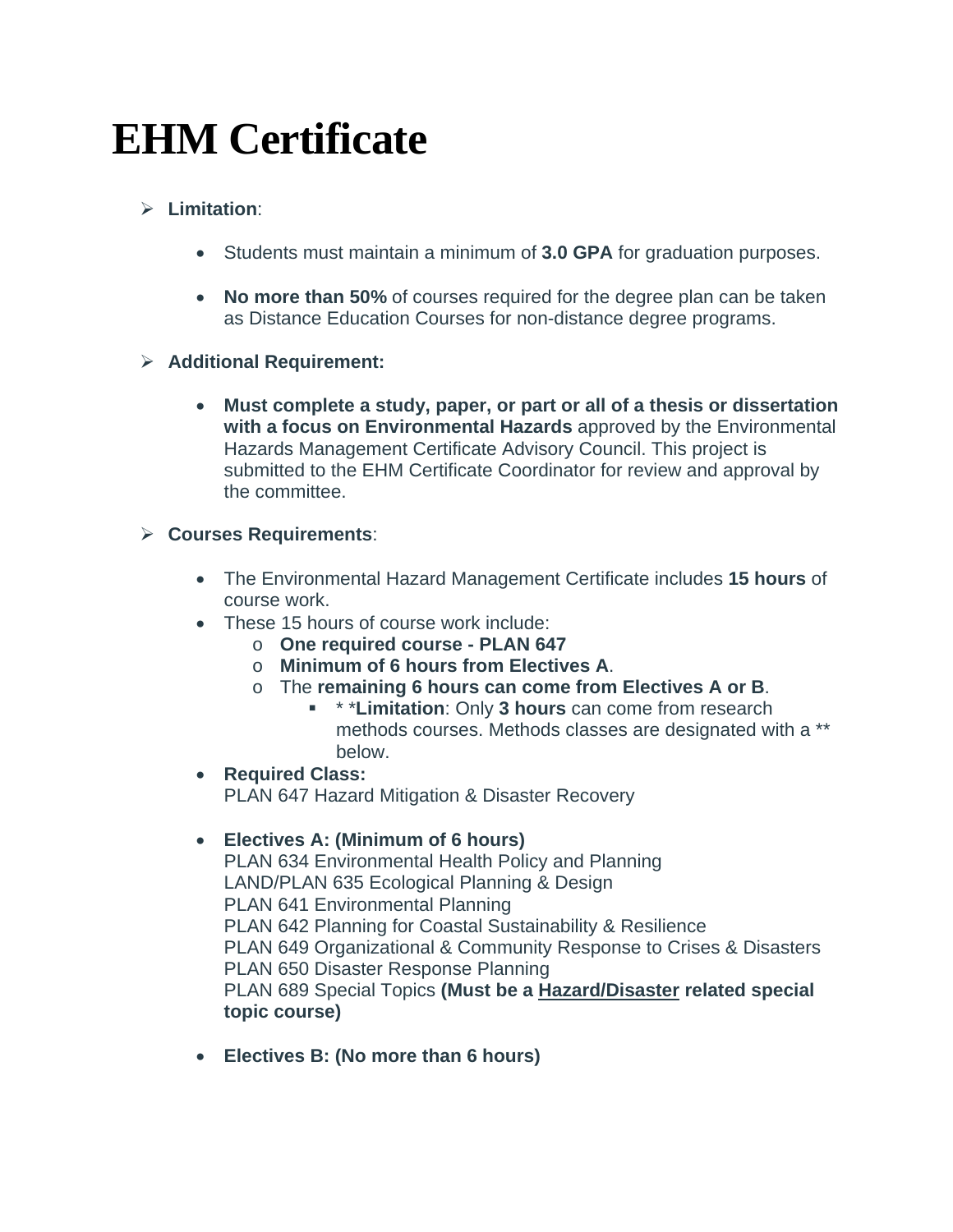# EHM Certificate

- **Limitation**:

    - Students must maintain a minimum of **3.0 GPA** for graduation purposes.

    - **No more than 50%** of courses required for the degree plan can be taken as Distance Education Courses for non-distance degree programs.

- **Additional Requirement:**

    - **Must complete a study, paper, or part or all of a thesis or dissertation with a focus on Environmental Hazards** approved by the Environmental Hazards Management Certificate Advisory Council. This project is submitted to the EHM Certificate Coordinator for review and approval by the committee.

- **Courses Requirements**:

    - The Environmental Hazard Management Certificate includes **15 hours** of course work.
    - These 15 hours of course work include:
        - **One required course - PLAN 647**
        - **Minimum of 6 hours from Electives A**.
        - The **remaining 6 hours can come from Electives A or B**.
            - * ***Limitation**: Only **3 hours** can come from research methods courses. Methods classes are designated with a ** below.
    - **Required Class:**
      PLAN 647 Hazard Mitigation & Disaster Recovery

    - **Electives A: (Minimum of 6 hours)**
      PLAN 634 Environmental Health Policy and Planning
      LAND/PLAN 635 Ecological Planning & Design
      PLAN 641 Environmental Planning
      PLAN 642 Planning for Coastal Sustainability & Resilience
      PLAN 649 Organizational & Community Response to Crises & Disasters
      PLAN 650 Disaster Response Planning
      PLAN 689 Special Topics **(Must be a <u>Hazard/Disaster</u> related special topic course)**

    - **Electives B: (No more than 6 hours)**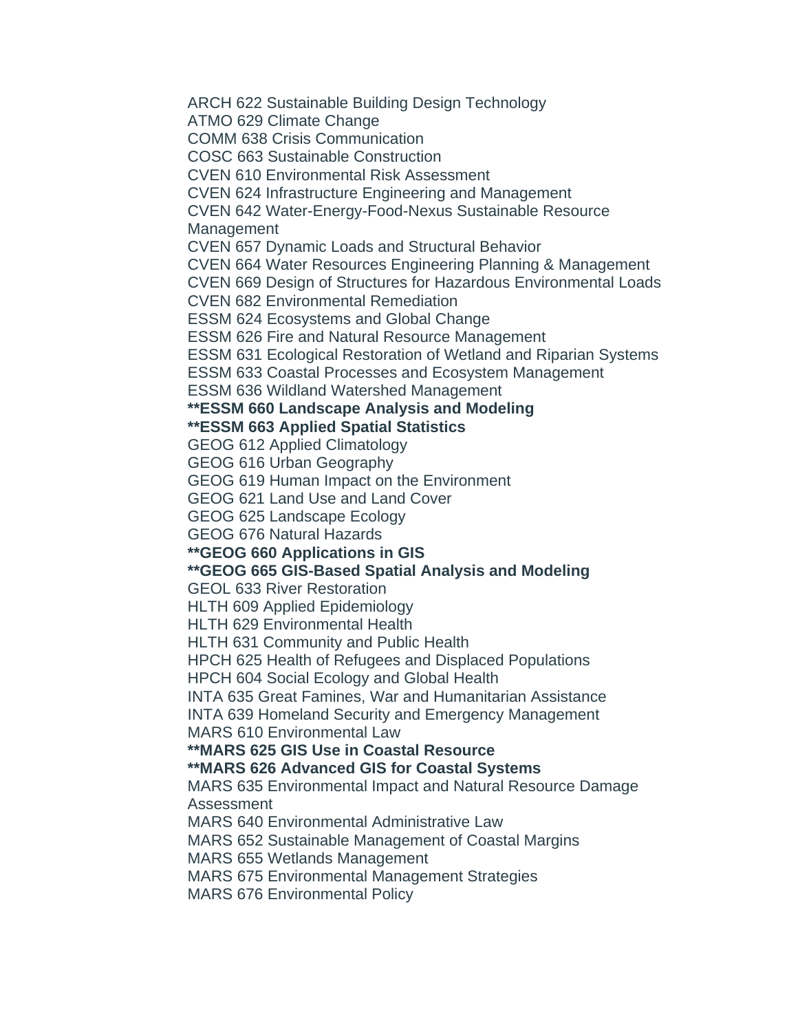ARCH 622 Sustainable Building Design Technology
ATMO 629 Climate Change
COMM 638 Crisis Communication
COSC 663 Sustainable Construction
CVEN 610 Environmental Risk Assessment
CVEN 624 Infrastructure Engineering and Management
CVEN 642 Water-Energy-Food-Nexus Sustainable Resource Management
CVEN 657 Dynamic Loads and Structural Behavior
CVEN 664 Water Resources Engineering Planning & Management
CVEN 669 Design of Structures for Hazardous Environmental Loads
CVEN 682 Environmental Remediation
ESSM 624 Ecosystems and Global Change
ESSM 626 Fire and Natural Resource Management
ESSM 631 Ecological Restoration of Wetland and Riparian Systems
ESSM 633 Coastal Processes and Ecosystem Management
ESSM 636 Wildland Watershed Management
**\*\*ESSM 660 Landscape Analysis and Modeling**
**\*\*ESSM 663 Applied Spatial Statistics**
GEOG 612 Applied Climatology
GEOG 616 Urban Geography
GEOG 619 Human Impact on the Environment
GEOG 621 Land Use and Land Cover
GEOG 625 Landscape Ecology
GEOG 676 Natural Hazards
**\*\*GEOG 660 Applications in GIS**
**\*\*GEOG 665 GIS-Based Spatial Analysis and Modeling**
GEOL 633 River Restoration
HLTH 609 Applied Epidemiology
HLTH 629 Environmental Health
HLTH 631 Community and Public Health
HPCH 625 Health of Refugees and Displaced Populations
HPCH 604 Social Ecology and Global Health
INTA 635 Great Famines, War and Humanitarian Assistance
INTA 639 Homeland Security and Emergency Management
MARS 610 Environmental Law
**\*\*MARS 625 GIS Use in Coastal Resource**
**\*\*MARS 626 Advanced GIS for Coastal Systems**
MARS 635 Environmental Impact and Natural Resource Damage Assessment
MARS 640 Environmental Administrative Law
MARS 652 Sustainable Management of Coastal Margins
MARS 655 Wetlands Management
MARS 675 Environmental Management Strategies
MARS 676 Environmental Policy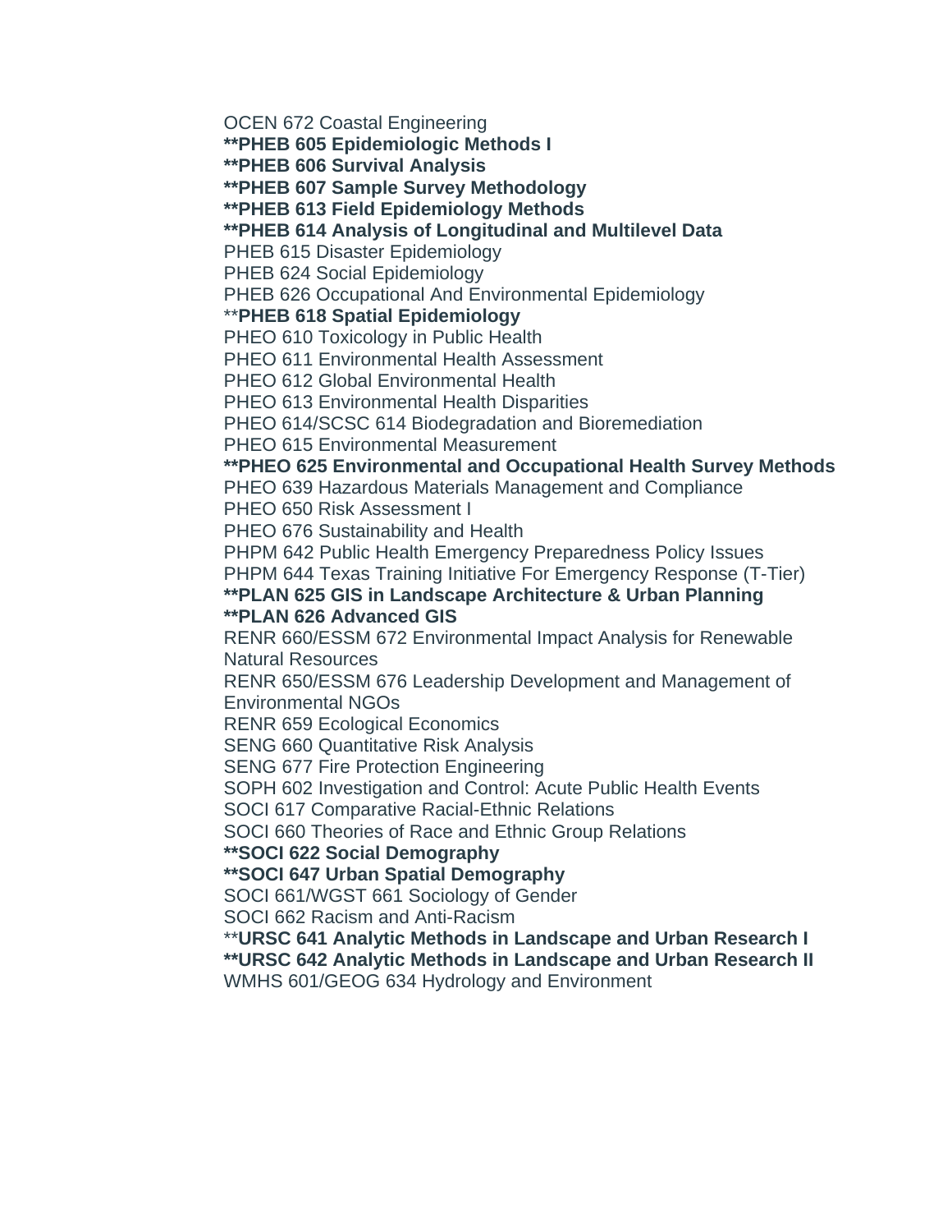OCEN 672 Coastal Engineering

**PHEB 605 Epidemiologic Methods I

**PHEB 606 Survival Analysis

**PHEB 607 Sample Survey Methodology

**PHEB 613 Field Epidemiology Methods

**PHEB 614 Analysis of Longitudinal and Multilevel Data

PHEB 615 Disaster Epidemiology

PHEB 624 Social Epidemiology

PHEB 626 Occupational And Environmental Epidemiology

**PHEB 618 Spatial Epidemiology

PHEO 610 Toxicology in Public Health

PHEO 611 Environmental Health Assessment

PHEO 612 Global Environmental Health

PHEO 613 Environmental Health Disparities

PHEO 614/SCSC 614 Biodegradation and Bioremediation

PHEO 615 Environmental Measurement

**PHEO 625 Environmental and Occupational Health Survey Methods

PHEO 639 Hazardous Materials Management and Compliance

PHEO 650 Risk Assessment I

PHEO 676 Sustainability and Health

PHPM 642 Public Health Emergency Preparedness Policy Issues

PHPM 644 Texas Training Initiative For Emergency Response (T-Tier)

**PLAN 625 GIS in Landscape Architecture & Urban Planning

**PLAN 626 Advanced GIS

RENR 660/ESSM 672 Environmental Impact Analysis for Renewable Natural Resources

RENR 650/ESSM 676 Leadership Development and Management of Environmental NGOs

RENR 659 Ecological Economics

SENG 660 Quantitative Risk Analysis

SENG 677 Fire Protection Engineering

SOPH 602 Investigation and Control: Acute Public Health Events

SOCI 617 Comparative Racial-Ethnic Relations

SOCI 660 Theories of Race and Ethnic Group Relations

**SOCI 622 Social Demography

**SOCI 647 Urban Spatial Demography

SOCI 661/WGST 661 Sociology of Gender

SOCI 662 Racism and Anti-Racism

**URSC 641 Analytic Methods in Landscape and Urban Research I

**URSC 642 Analytic Methods in Landscape and Urban Research II

WMHS 601/GEOG 634 Hydrology and Environment